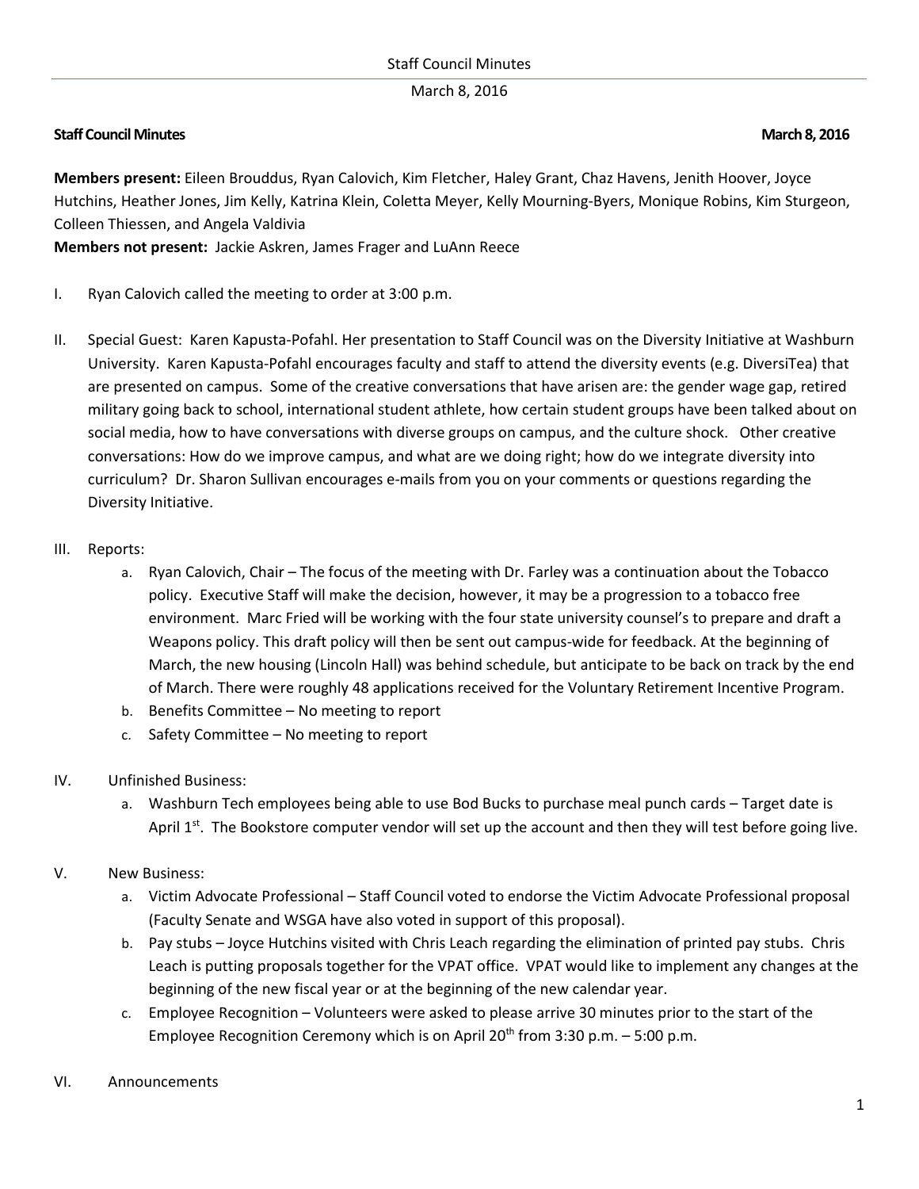**Staff Council Minutes March 8, 2016**

**Members present:** Eileen Brouddus, Ryan Calovich, Kim Fletcher, Haley Grant, Chaz Havens, Jenith Hoover, Joyce Hutchins, Heather Jones, Jim Kelly, Katrina Klein, Coletta Meyer, Kelly Mourning-Byers, Monique Robins, Kim Sturgeon, Colleen Thiessen, and Angela Valdivia
**Members not present:** Jackie Askren, James Frager and LuAnn Reece

I. Ryan Calovich called the meeting to order at 3:00 p.m.

II. Special Guest: Karen Kapusta-Pofahl. Her presentation to Staff Council was on the Diversity Initiative at Washburn University. Karen Kapusta-Pofahl encourages faculty and staff to attend the diversity events (e.g. DiversiTea) that are presented on campus. Some of the creative conversations that have arisen are: the gender wage gap, retired military going back to school, international student athlete, how certain student groups have been talked about on social media, how to have conversations with diverse groups on campus, and the culture shock. Other creative conversations: How do we improve campus, and what are we doing right; how do we integrate diversity into curriculum? Dr. Sharon Sullivan encourages e-mails from you on your comments or questions regarding the Diversity Initiative.

III. Reports:
   a. Ryan Calovich, Chair – The focus of the meeting with Dr. Farley was a continuation about the Tobacco policy. Executive Staff will make the decision, however, it may be a progression to a tobacco free environment. Marc Fried will be working with the four state university counsel's to prepare and draft a Weapons policy. This draft policy will then be sent out campus-wide for feedback. At the beginning of March, the new housing (Lincoln Hall) was behind schedule, but anticipate to be back on track by the end of March. There were roughly 48 applications received for the Voluntary Retirement Incentive Program.
   b. Benefits Committee – No meeting to report
   c. Safety Committee – No meeting to report

IV. Unfinished Business:
   a. Washburn Tech employees being able to use Bod Bucks to purchase meal punch cards – Target date is April 1st. The Bookstore computer vendor will set up the account and then they will test before going live.

V. New Business:
   a. Victim Advocate Professional – Staff Council voted to endorse the Victim Advocate Professional proposal (Faculty Senate and WSGA have also voted in support of this proposal).
   b. Pay stubs – Joyce Hutchins visited with Chris Leach regarding the elimination of printed pay stubs. Chris Leach is putting proposals together for the VPAT office. VPAT would like to implement any changes at the beginning of the new fiscal year or at the beginning of the new calendar year.
   c. Employee Recognition – Volunteers were asked to please arrive 30 minutes prior to the start of the Employee Recognition Ceremony which is on April 20th from 3:30 p.m. – 5:00 p.m.

VI. Announcements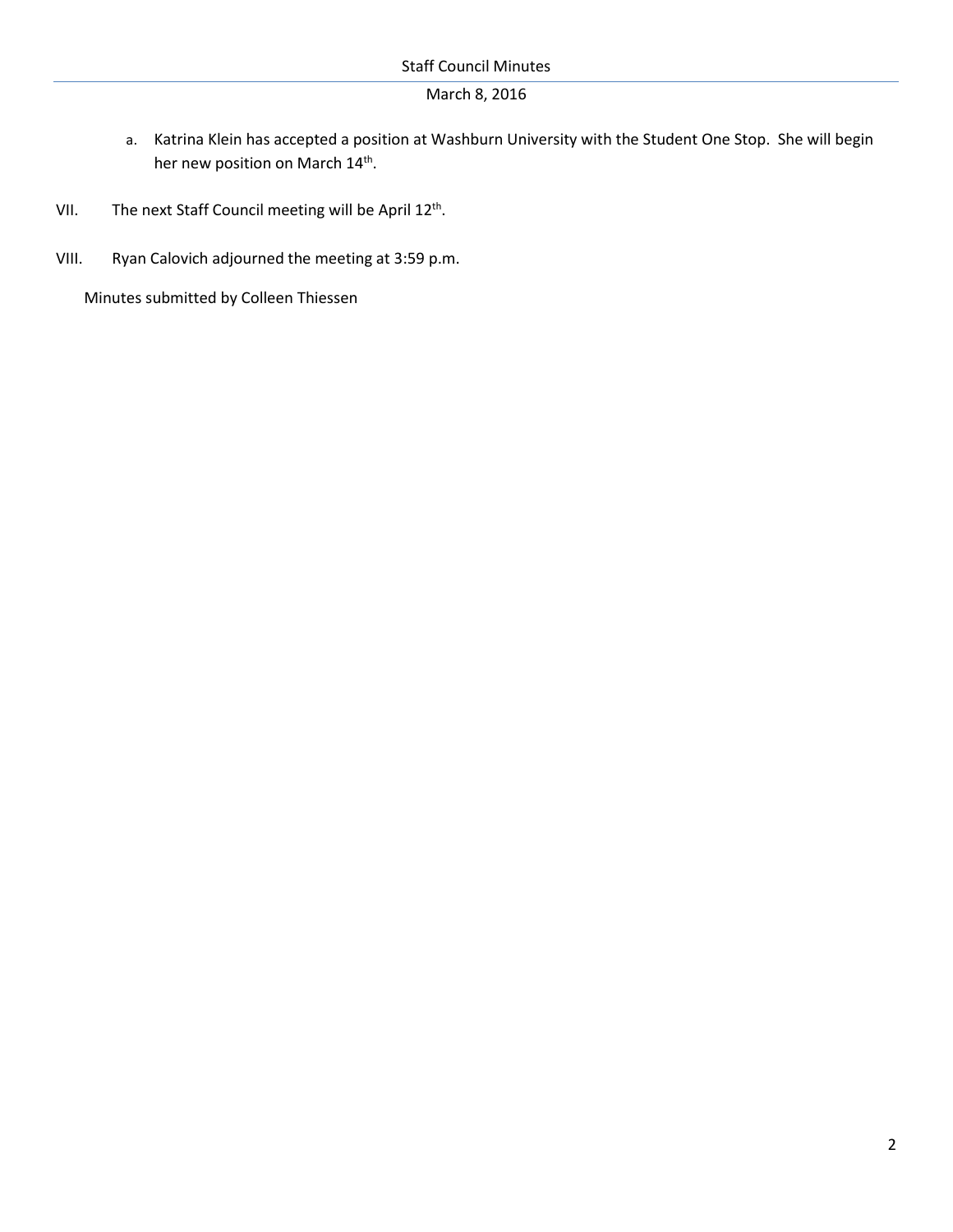a. Katrina Klein has accepted a position at Washburn University with the Student One Stop. She will begin her new position on March 14th.

VII. The next Staff Council meeting will be April 12th.

VIII. Ryan Calovich adjourned the meeting at 3:59 p.m.

Minutes submitted by Colleen Thiessen